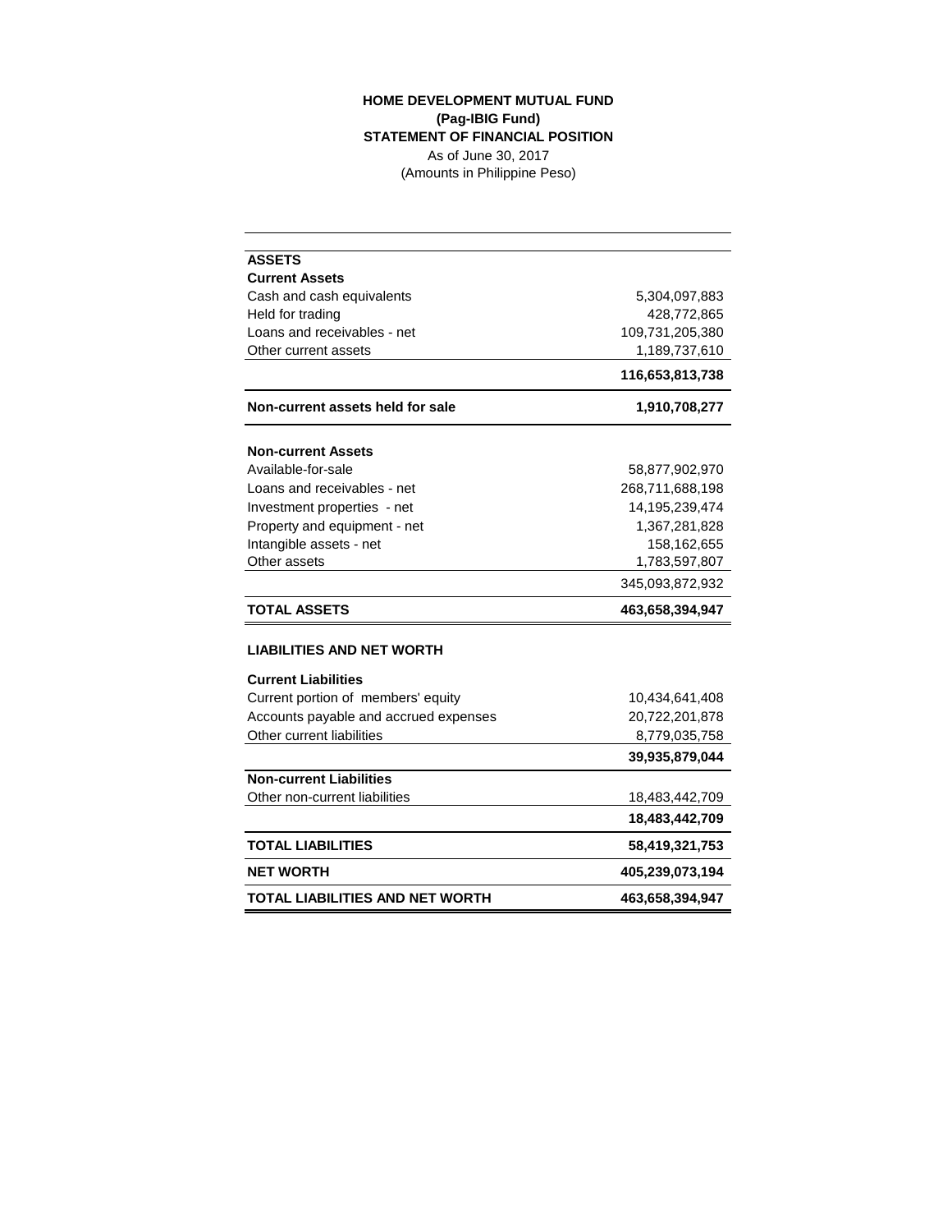**HOME DEVELOPMENT MUTUAL FUND**
**(Pag-IBIG Fund)**
**STATEMENT OF FINANCIAL POSITION**
As of June 30, 2017
(Amounts in Philippine Peso)

| | |
|---|---:|
| **ASSETS** | |
| **Current Assets** | |
| Cash and cash equivalents | 5,304,097,883 |
| Held for trading | 428,772,865 |
| Loans and receivables - net | 109,731,205,380 |
| Other current assets | 1,189,737,610 |
| | **116,653,813,738** |
| **Non-current assets held for sale** | **1,910,708,277** |
| **Non-current Assets** | |
| Available-for-sale | 58,877,902,970 |
| Loans and receivables - net | 268,711,688,198 |
| Investment properties - net | 14,195,239,474 |
| Property and equipment - net | 1,367,281,828 |
| Intangible assets - net | 158,162,655 |
| Other assets | 1,783,597,807 |
| | 345,093,872,932 |
| **TOTAL ASSETS** | **463,658,394,947** |
| **LIABILITIES AND NET WORTH** | |
| **Current Liabilities** | |
| Current portion of members' equity | 10,434,641,408 |
| Accounts payable and accrued expenses | 20,722,201,878 |
| Other current liabilities | 8,779,035,758 |
| | **39,935,879,044** |
| **Non-current Liabilities** | |
| Other non-current liabilities | 18,483,442,709 |
| | **18,483,442,709** |
| **TOTAL LIABILITIES** | **58,419,321,753** |
| **NET WORTH** | **405,239,073,194** |
| **TOTAL LIABILITIES AND NET WORTH** | **463,658,394,947** |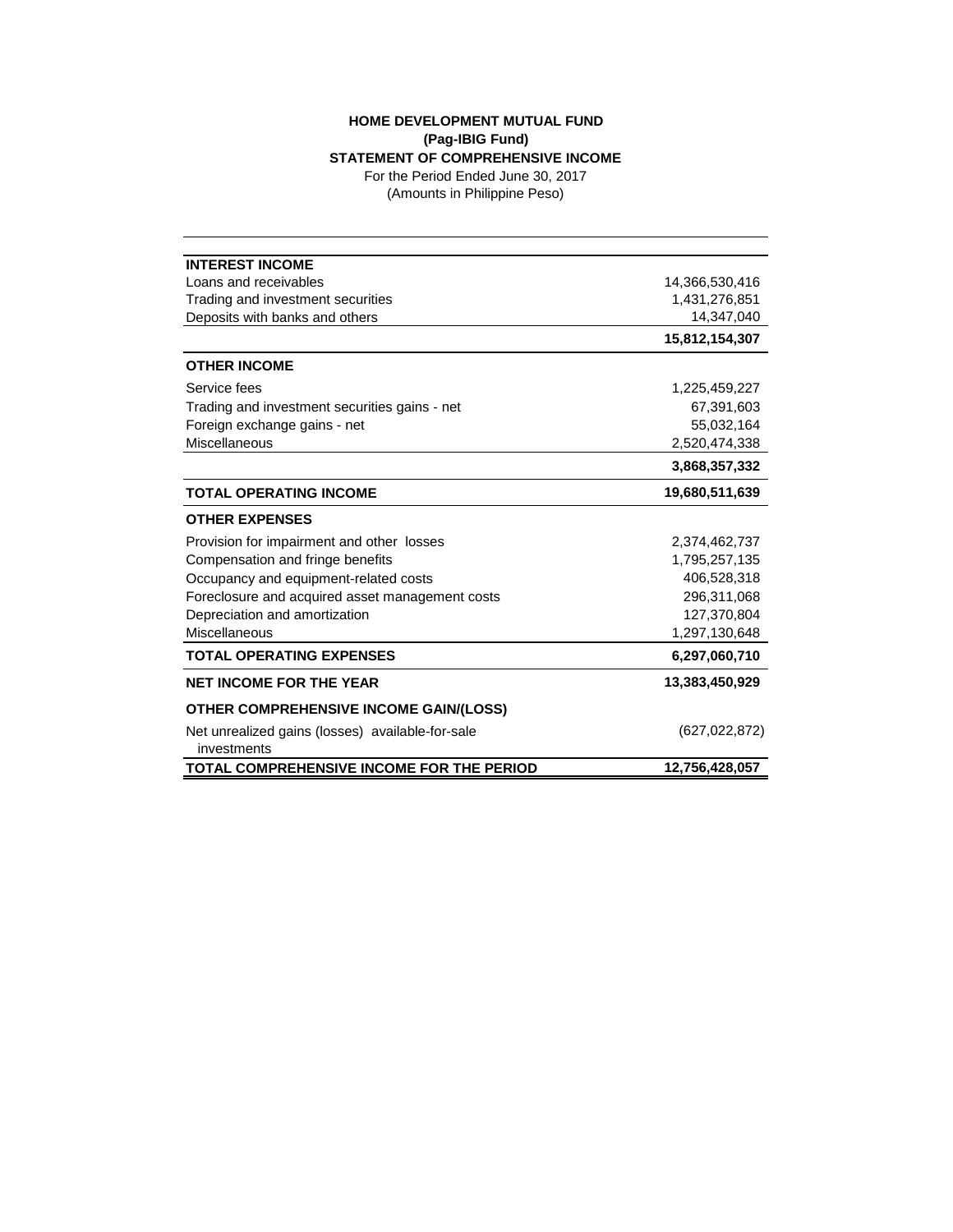**HOME DEVELOPMENT MUTUAL FUND**
**(Pag-IBIG Fund)**
**STATEMENT OF COMPREHENSIVE INCOME**
For the Period Ended June 30, 2017
(Amounts in Philippine Peso)

| | |
|---|---:|
| **INTEREST INCOME** | |
| Loans and receivables | 14,366,530,416 |
| Trading and investment securities | 1,431,276,851 |
| Deposits with banks and others | 14,347,040 |
| | **15,812,154,307** |
| **OTHER INCOME** | |
| Service fees | 1,225,459,227 |
| Trading and investment securities gains - net | 67,391,603 |
| Foreign exchange gains - net | 55,032,164 |
| Miscellaneous | 2,520,474,338 |
| | **3,868,357,332** |
| **TOTAL OPERATING INCOME** | **19,680,511,639** |
| **OTHER EXPENSES** | |
| Provision for impairment and other losses | 2,374,462,737 |
| Compensation and fringe benefits | 1,795,257,135 |
| Occupancy and equipment-related costs | 406,528,318 |
| Foreclosure and acquired asset management costs | 296,311,068 |
| Depreciation and amortization | 127,370,804 |
| Miscellaneous | 1,297,130,648 |
| **TOTAL OPERATING EXPENSES** | **6,297,060,710** |
| **NET INCOME FOR THE YEAR** | **13,383,450,929** |
| **OTHER COMPREHENSIVE INCOME GAIN/(LOSS)** | |
| Net unrealized gains (losses) available-for-sale investments | (627,022,872) |
| **TOTAL COMPREHENSIVE INCOME FOR THE PERIOD** | **12,756,428,057** |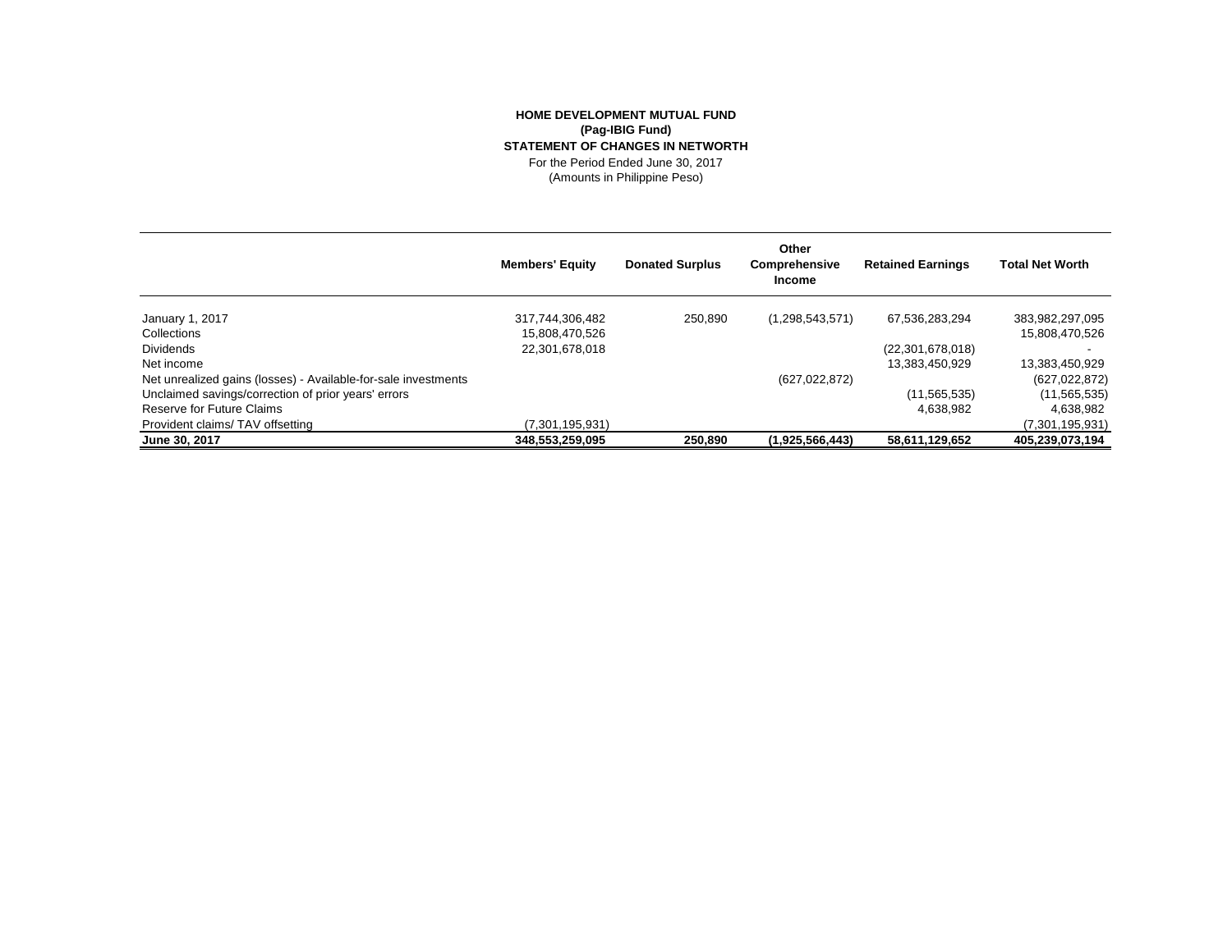**HOME DEVELOPMENT MUTUAL FUND**
**(Pag-IBIG Fund)**
**STATEMENT OF CHANGES IN NETWORTH**
For the Period Ended June 30, 2017
(Amounts in Philippine Peso)

| | Members' Equity | Donated Surplus | Other Comprehensive Income | Retained Earnings | Total Net Worth |
|---|---|---|---|---|---|
| January 1, 2017 | 317,744,306,482 | 250,890 | (1,298,543,571) | 67,536,283,294 | 383,982,297,095 |
| Collections | 15,808,470,526 | | | | 15,808,470,526 |
| Dividends | 22,301,678,018 | | | (22,301,678,018) | - |
| Net income | | | | 13,383,450,929 | 13,383,450,929 |
| Net unrealized gains (losses) - Available-for-sale investments | | | (627,022,872) | | (627,022,872) |
| Unclaimed savings/correction of prior years' errors | | | | (11,565,535) | (11,565,535) |
| Reserve for Future Claims | | | | 4,638,982 | 4,638,982 |
| Provident claims/ TAV offsetting | (7,301,195,931) | | | | (7,301,195,931) |
| **June 30, 2017** | **348,553,259,095** | **250,890** | **(1,925,566,443)** | **58,611,129,652** | **405,239,073,194** |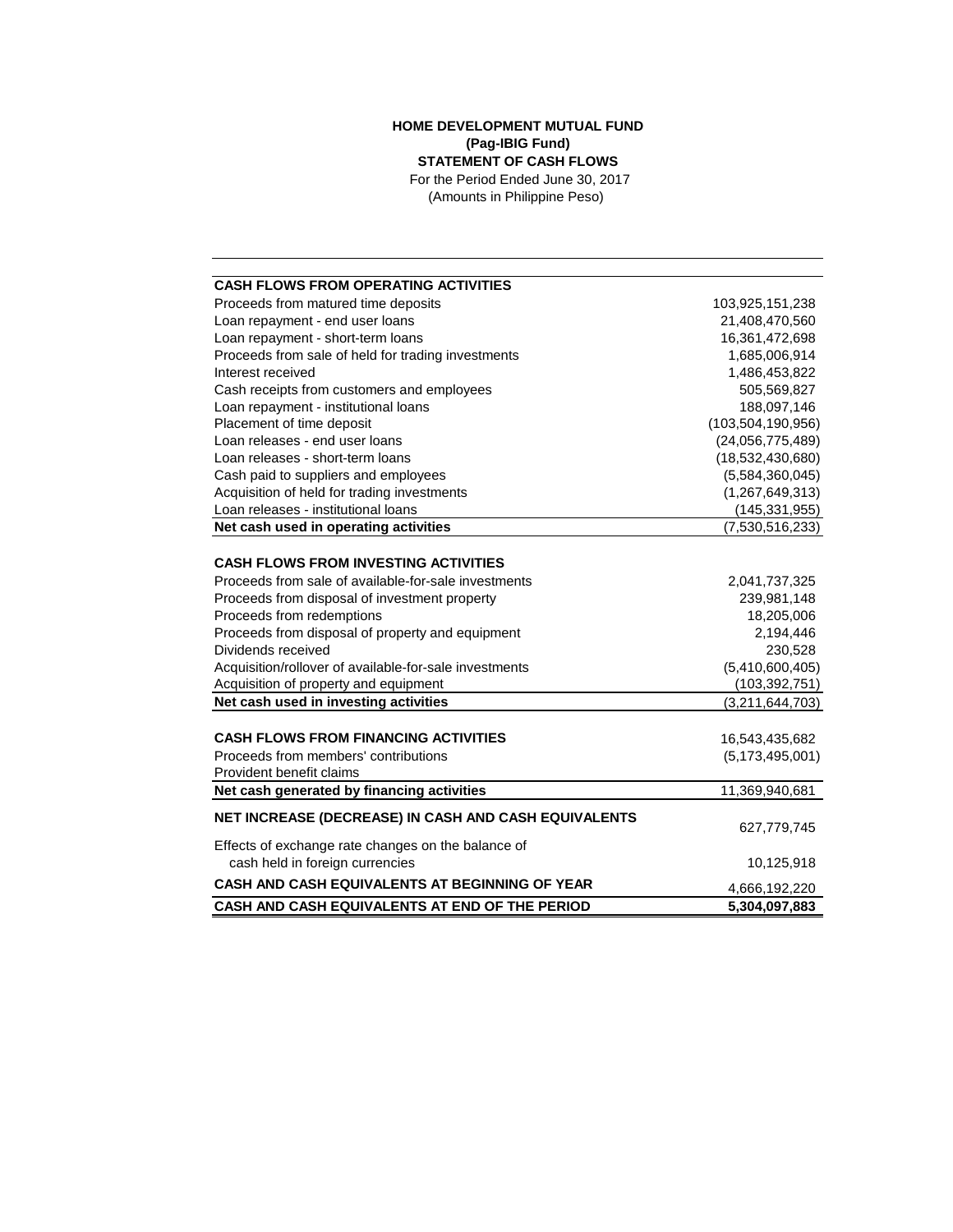**HOME DEVELOPMENT MUTUAL FUND**
**(Pag-IBIG Fund)**
**STATEMENT OF CASH FLOWS**
For the Period Ended June 30, 2017
(Amounts in Philippine Peso)

| | |
|---|---|
| **CASH FLOWS FROM OPERATING ACTIVITIES** | |
| Proceeds from matured time deposits | 103,925,151,238 |
| Loan repayment - end user loans | 21,408,470,560 |
| Loan repayment - short-term loans | 16,361,472,698 |
| Proceeds from sale of held for trading investments | 1,685,006,914 |
| Interest received | 1,486,453,822 |
| Cash receipts from customers and employees | 505,569,827 |
| Loan repayment - institutional loans | 188,097,146 |
| Placement of time deposit | (103,504,190,956) |
| Loan releases - end user loans | (24,056,775,489) |
| Loan releases - short-term loans | (18,532,430,680) |
| Cash paid to suppliers and employees | (5,584,360,045) |
| Acquisition of held for trading investments | (1,267,649,313) |
| Loan releases - institutional loans | (145,331,955) |
| **Net cash used in operating activities** | (7,530,516,233) |
| | |
| **CASH FLOWS FROM INVESTING ACTIVITIES** | |
| Proceeds from sale of available-for-sale investments | 2,041,737,325 |
| Proceeds from disposal of investment property | 239,981,148 |
| Proceeds from redemptions | 18,205,006 |
| Proceeds from disposal of property and equipment | 2,194,446 |
| Dividends received | 230,528 |
| Acquisition/rollover of available-for-sale investments | (5,410,600,405) |
| Acquisition of property and equipment | (103,392,751) |
| **Net cash used in investing activities** | (3,211,644,703) |
| | |
| **CASH FLOWS FROM FINANCING ACTIVITIES** | 16,543,435,682 |
| Proceeds from members' contributions | (5,173,495,001) |
| Provident benefit claims | |
| **Net cash generated by financing activities** | 11,369,940,681 |
| **NET INCREASE (DECREASE) IN CASH AND CASH EQUIVALENTS** | 627,779,745 |
| Effects of exchange rate changes on the balance of cash held in foreign currencies | 10,125,918 |
| **CASH AND CASH EQUIVALENTS AT BEGINNING OF YEAR** | 4,666,192,220 |
| **CASH AND CASH EQUIVALENTS AT END OF THE PERIOD** | **5,304,097,883** |